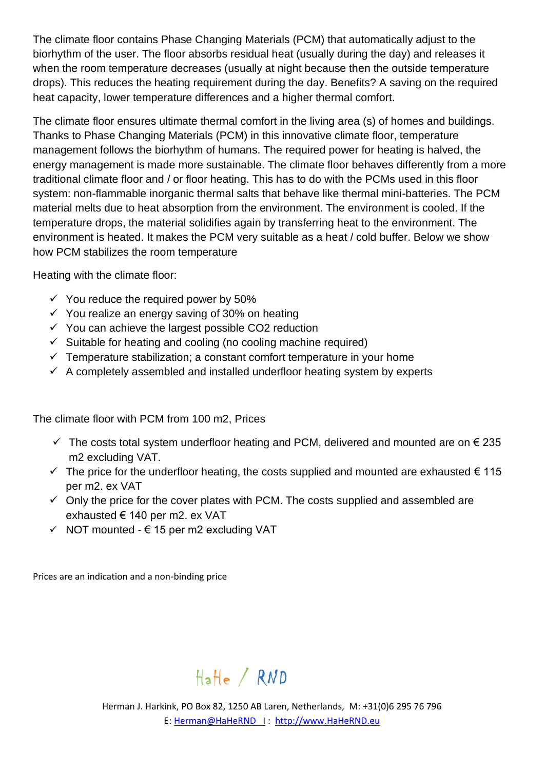The climate floor contains Phase Changing Materials (PCM) that automatically adjust to the biorhythm of the user. The floor absorbs residual heat (usually during the day) and releases it when the room temperature decreases (usually at night because then the outside temperature drops). This reduces the heating requirement during the day. Benefits? A saving on the required heat capacity, lower temperature differences and a higher thermal comfort.

The climate floor ensures ultimate thermal comfort in the living area (s) of homes and buildings. Thanks to Phase Changing Materials (PCM) in this innovative climate floor, temperature management follows the biorhythm of humans. The required power for heating is halved, the energy management is made more sustainable. The climate floor behaves differently from a more traditional climate floor and / or floor heating. This has to do with the PCMs used in this floor system: non-flammable inorganic thermal salts that behave like thermal mini-batteries. The PCM material melts due to heat absorption from the environment. The environment is cooled. If the temperature drops, the material solidifies again by transferring heat to the environment. The environment is heated. It makes the PCM very suitable as a heat / cold buffer. Below we show how PCM stabilizes the room temperature

Heating with the climate floor:

- ✓ You reduce the required power by 50%
- ✓ You realize an energy saving of 30% on heating
- ✓ You can achieve the largest possible $CO_2$ reduction
- ✓ Suitable for heating and cooling (no cooling machine required)
- ✓ Temperature stabilization; a constant comfort temperature in your home
- ✓ A completely assembled and installed underfloor heating system by experts

The climate floor with PCM from 100 m2, Prices

- ✓ The costs total system underfloor heating and PCM, delivered and mounted are on € 235 m2 excluding VAT.
- ✓ The price for the underfloor heating, the costs supplied and mounted are exhausted € 115 per m2. ex VAT
- ✓ Only the price for the cover plates with PCM. The costs supplied and assembled are exhausted € 140 per m2. ex VAT
- ✓ NOT mounted - € 15 per m2 excluding VAT

Prices are an indication and a non-binding price

HaHe / RND

Herman J. Harkink, PO Box 82, 1250 AB Laren, Netherlands, M: +31(0)6 295 76 796
E: Herman@HaHeRND I : http://www.HaHeRND.eu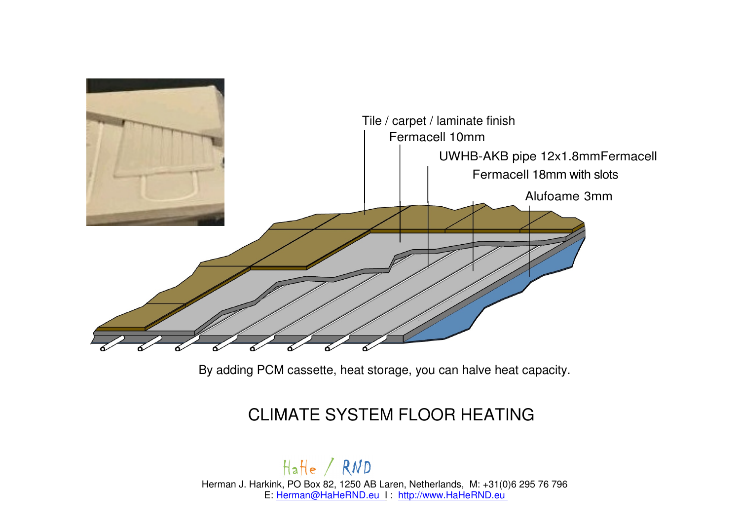Tile / carpet / laminate finish

Fermacell 10mm

UWHB-AKB pipe 12x1.8mmFermacell

Fermacell 18mm with slots

Alufoame 3mm

By adding PCM cassette, heat storage, you can halve heat capacity.

# CLIMATE SYSTEM FLOOR HEATING

HaHe / RND

Herman J. Harkink, PO Box 82, 1250 AB Laren, Netherlands, M: +31(0)6 295 76 796
E: Herman@HaHeRND.eu I : http://www.HaHeRND.eu